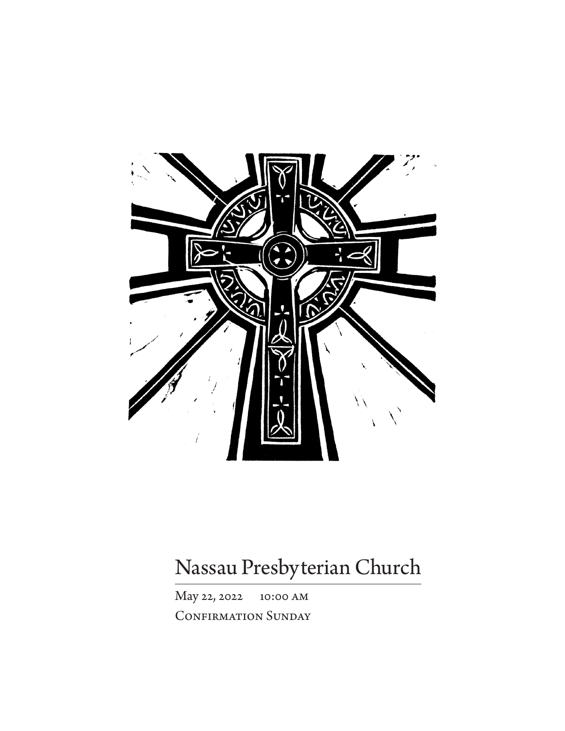# Nassau Presbyterian Church

May 22, 2022 10:00 AM

Confirmation Sunday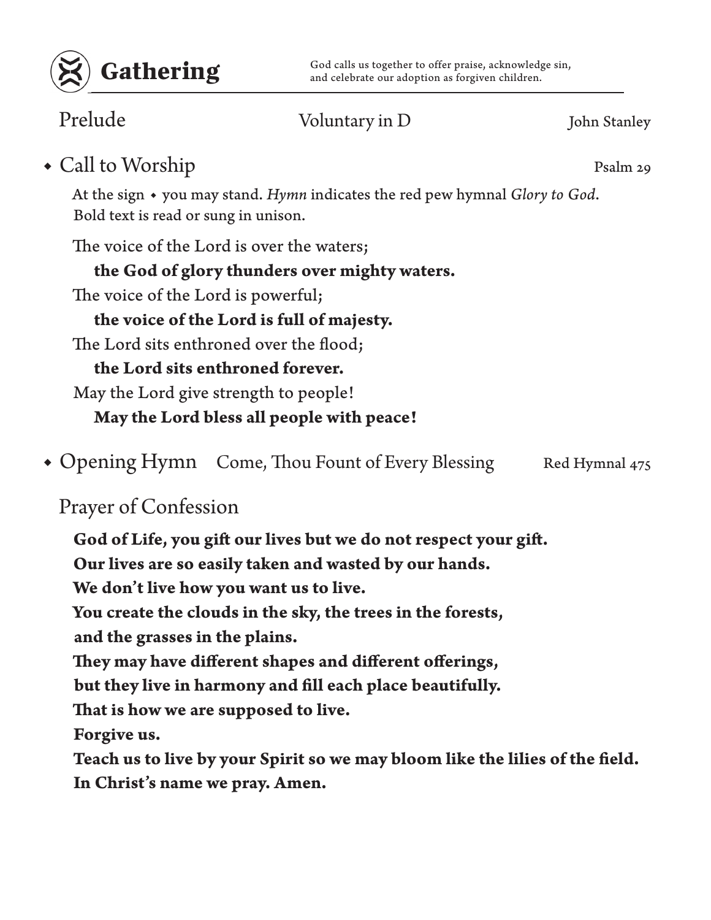## Gathering

God calls us together to offer praise, acknowledge sin, and celebrate our adoption as forgiven children.

Prelude — Voluntary in D — John Stanley

◆ Call to Worship — Psalm 29

At the sign ◆ you may stand. *Hymn* indicates the red pew hymnal *Glory to God*. Bold text is read or sung in unison.

The voice of the Lord is over the waters;
**the God of glory thunders over mighty waters.**
The voice of the Lord is powerful;
**the voice of the Lord is full of majesty.**
The Lord sits enthroned over the flood;
**the Lord sits enthroned forever.**
May the Lord give strength to people!
**May the Lord bless all people with peace!**

◆ Opening Hymn — Come, Thou Fount of Every Blessing — Red Hymnal 475

Prayer of Confession

**God of Life, you gift our lives but we do not respect your gift.**
**Our lives are so easily taken and wasted by our hands.**
**We don't live how you want us to live.**
**You create the clouds in the sky, the trees in the forests,**
**and the grasses in the plains.**
**They may have different shapes and different offerings,**
**but they live in harmony and fill each place beautifully.**
**That is how we are supposed to live.**
**Forgive us.**
**Teach us to live by your Spirit so we may bloom like the lilies of the field.**
**In Christ's name we pray. Amen.**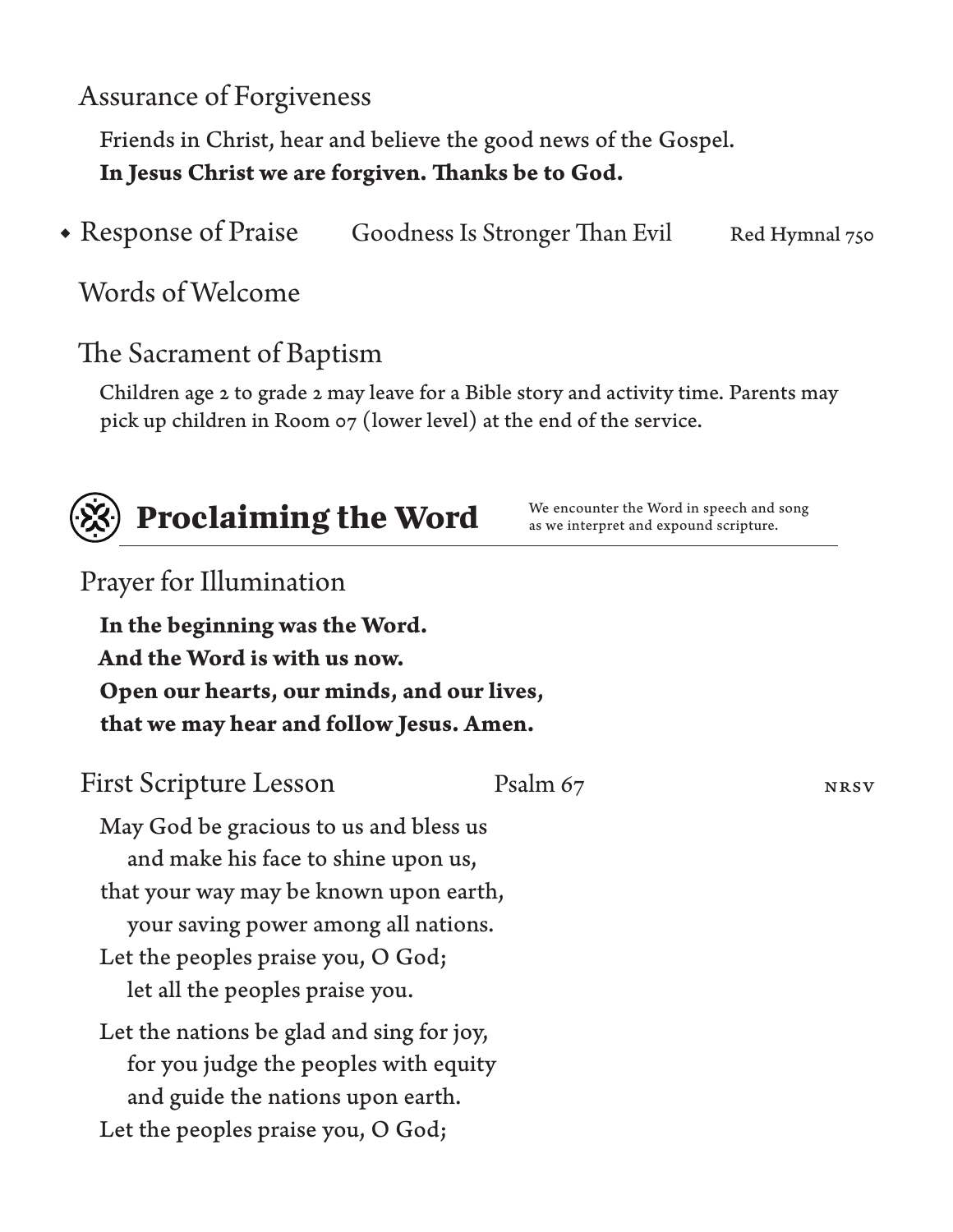## Assurance of Forgiveness

Friends in Christ, hear and believe the good news of the Gospel.
**In Jesus Christ we are forgiven. Thanks be to God.**

## ◆ Response of Praise — Goodness Is Stronger Than Evil — Red Hymnal 750

## Words of Welcome

## The Sacrament of Baptism

Children age 2 to grade 2 may leave for a Bible story and activity time. Parents may pick up children in Room 07 (lower level) at the end of the service.

# Proclaiming the Word

We encounter the Word in speech and song as we interpret and expound scripture.

## Prayer for Illumination

**In the beginning was the Word.**
**And the Word is with us now.**
**Open our hearts, our minds, and our lives,**
**that we may hear and follow Jesus. Amen.**

## First Scripture Lesson — Psalm 67 — NRSV

May God be gracious to us and bless us
  and make his face to shine upon us,
that your way may be known upon earth,
  your saving power among all nations.
Let the peoples praise you, O God;
  let all the peoples praise you.

Let the nations be glad and sing for joy,
  for you judge the peoples with equity
  and guide the nations upon earth.
Let the peoples praise you, O God;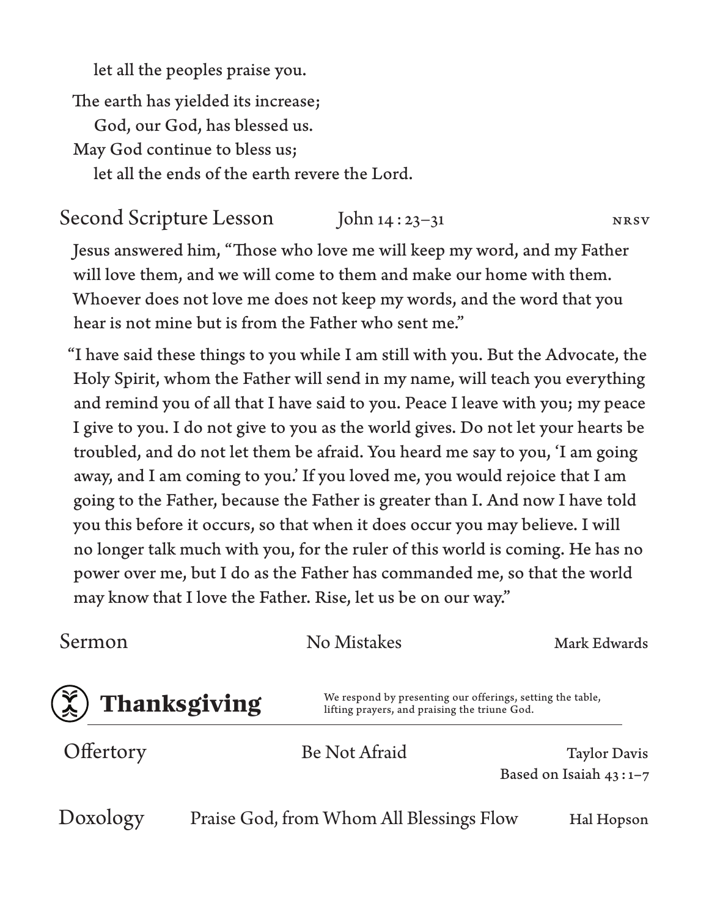let all the peoples praise you.

The earth has yielded its increase;
God, our God, has blessed us.
May God continue to bless us;
let all the ends of the earth revere the Lord.

## Second Scripture Lesson — John 14 : 23–31 — NRSV

Jesus answered him, "Those who love me will keep my word, and my Father will love them, and we will come to them and make our home with them. Whoever does not love me does not keep my words, and the word that you hear is not mine but is from the Father who sent me."

"I have said these things to you while I am still with you. But the Advocate, the Holy Spirit, whom the Father will send in my name, will teach you everything and remind you of all that I have said to you. Peace I leave with you; my peace I give to you. I do not give to you as the world gives. Do not let your hearts be troubled, and do not let them be afraid. You heard me say to you, 'I am going away, and I am coming to you.' If you loved me, you would rejoice that I am going to the Father, because the Father is greater than I. And now I have told you this before it occurs, so that when it does occur you may believe. I will no longer talk much with you, for the ruler of this world is coming. He has no power over me, but I do as the Father has commanded me, so that the world may know that I love the Father. Rise, let us be on our way."

## Sermon — No Mistakes — Mark Edwards

# Thanksgiving

We respond by presenting our offerings, setting the table, lifting prayers, and praising the triune God.

## Offertory — Be Not Afraid — Taylor Davis

Based on Isaiah 43 : 1–7

## Doxology — Praise God, from Whom All Blessings Flow — Hal Hopson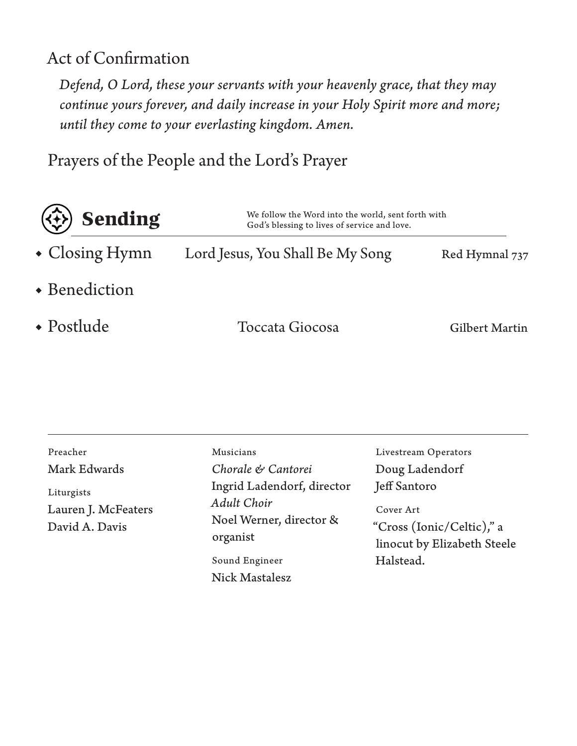## Act of Confirmation

*Defend, O Lord, these your servants with your heavenly grace, that they may continue yours forever, and daily increase in your Holy Spirit more and more; until they come to your everlasting kingdom. Amen.*

## Prayers of the People and the Lord's Prayer

## Sending

We follow the Word into the world, sent forth with God's blessing to lives of service and love.

- Closing Hymn — Lord Jesus, You Shall Be My Song — Red Hymnal 737
- Benediction
- Postlude — Toccata Giocosa — Gilbert Martin

---

Preacher
Mark Edwards

Liturgists
Lauren J. McFeaters
David A. Davis

Musicians
*Chorale & Cantorei*
Ingrid Ladendorf, director
*Adult Choir*
Noel Werner, director & organist

Sound Engineer
Nick Mastalesz

Livestream Operators
Doug Ladendorf
Jeff Santoro

Cover Art
"Cross (Ionic/Celtic)," a linocut by Elizabeth Steele Halstead.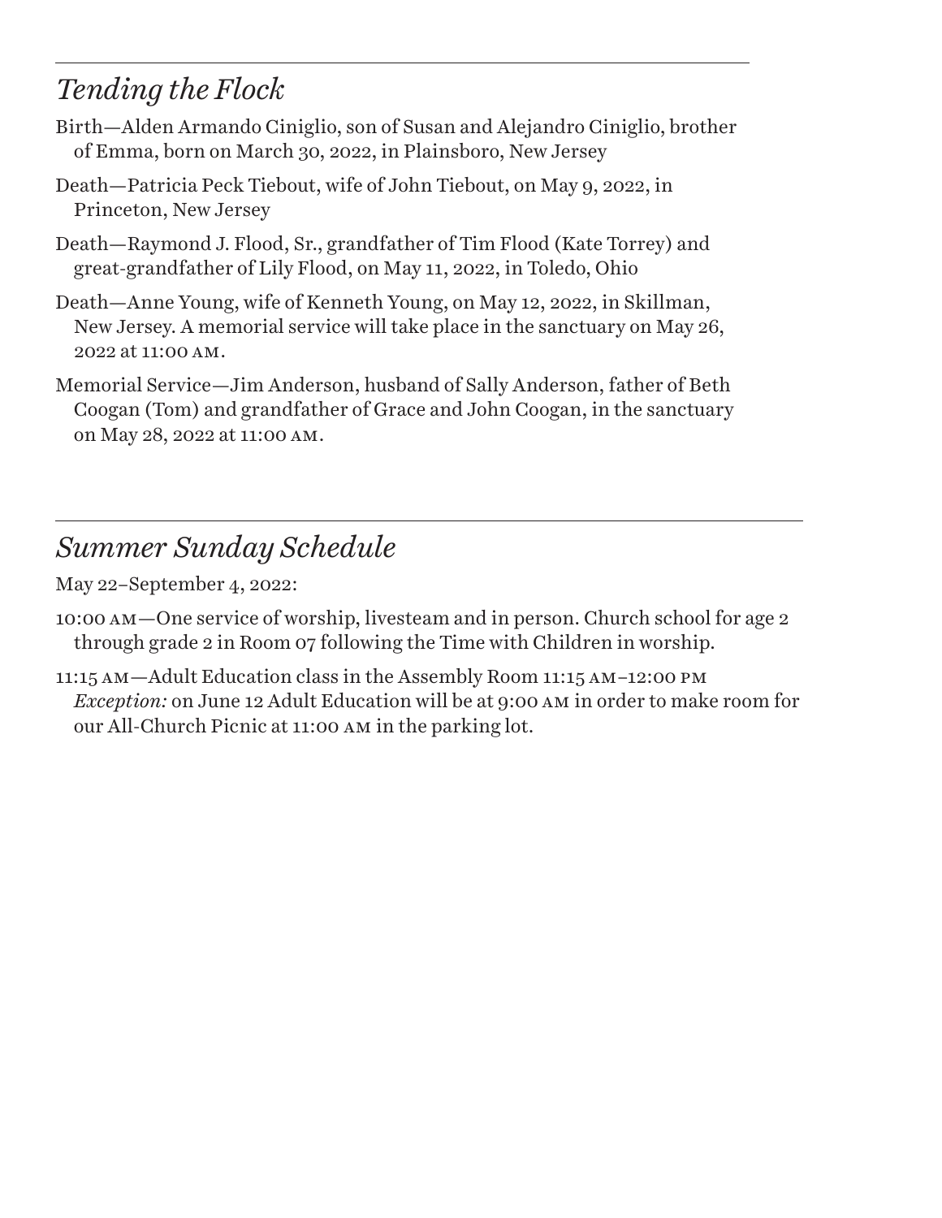## *Tending the Flock*

Birth—Alden Armando Ciniglio, son of Susan and Alejandro Ciniglio, brother of Emma, born on March 30, 2022, in Plainsboro, New Jersey

Death—Patricia Peck Tiebout, wife of John Tiebout, on May 9, 2022, in Princeton, New Jersey

Death—Raymond J. Flood, Sr., grandfather of Tim Flood (Kate Torrey) and great-grandfather of Lily Flood, on May 11, 2022, in Toledo, Ohio

Death—Anne Young, wife of Kenneth Young, on May 12, 2022, in Skillman, New Jersey. A memorial service will take place in the sanctuary on May 26, 2022 at 11:00 AM.

Memorial Service—Jim Anderson, husband of Sally Anderson, father of Beth Coogan (Tom) and grandfather of Grace and John Coogan, in the sanctuary on May 28, 2022 at 11:00 AM.

## *Summer Sunday Schedule*

May 22–September 4, 2022:

10:00 AM—One service of worship, livesteam and in person. Church school for age 2 through grade 2 in Room 07 following the Time with Children in worship.

11:15 AM—Adult Education class in the Assembly Room 11:15 AM–12:00 PM *Exception:* on June 12 Adult Education will be at 9:00 AM in order to make room for our All-Church Picnic at 11:00 AM in the parking lot.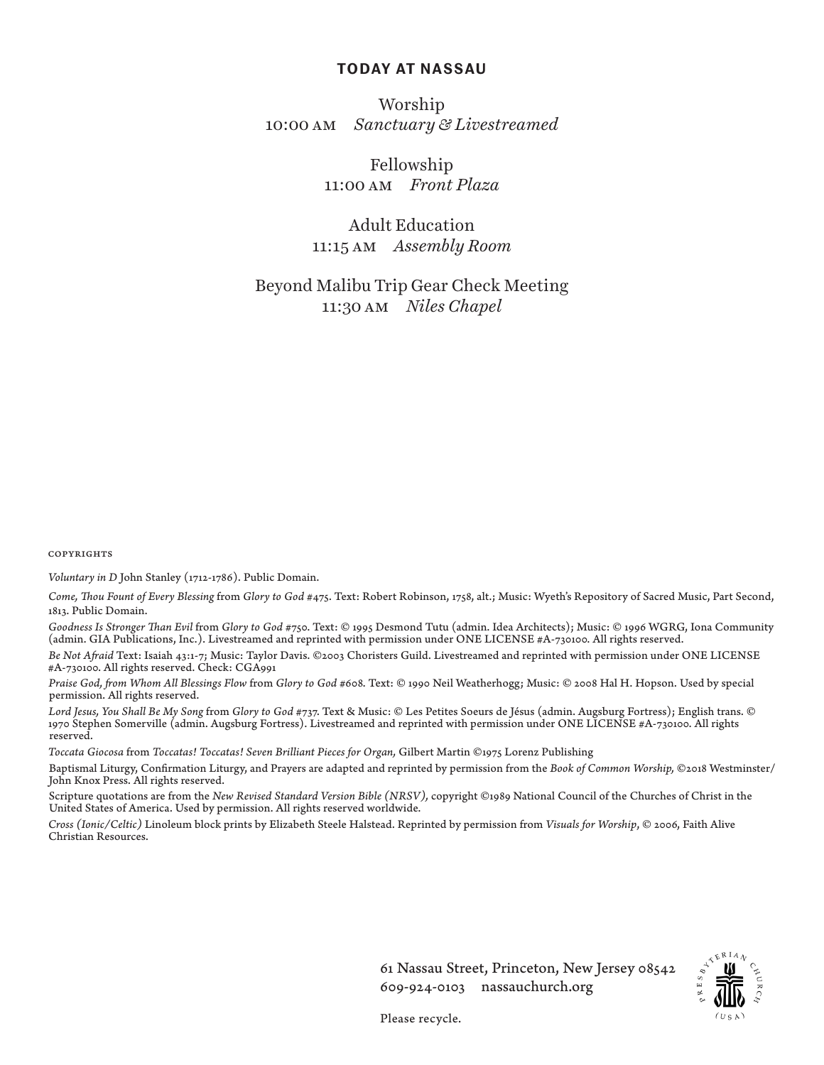## TODAY AT NASSAU

Worship
10:00 AM *Sanctuary & Livestreamed*

Fellowship
11:00 AM *Front Plaza*

Adult Education
11:15 AM *Assembly Room*

Beyond Malibu Trip Gear Check Meeting
11:30 AM *Niles Chapel*

### COPYRIGHTS

*Voluntary in D* John Stanley (1712-1786). Public Domain.

*Come, Thou Fount of Every Blessing* from *Glory to God* #475. Text: Robert Robinson, 1758, alt.; Music: Wyeth's Repository of Sacred Music, Part Second, 1813. Public Domain.

*Goodness Is Stronger Than Evil* from *Glory to God* #750. Text: © 1995 Desmond Tutu (admin. Idea Architects); Music: © 1996 WGRG, Iona Community (admin. GIA Publications, Inc.). Livestreamed and reprinted with permission under ONE LICENSE #A-730100. All rights reserved.

*Be Not Afraid* Text: Isaiah 43:1-7; Music: Taylor Davis. ©2003 Choristers Guild. Livestreamed and reprinted with permission under ONE LICENSE #A-730100. All rights reserved. Check: CGA991

*Praise God, from Whom All Blessings Flow* from *Glory to God* #608. Text: © 1990 Neil Weatherhogg; Music: © 2008 Hal H. Hopson. Used by special permission. All rights reserved.

*Lord Jesus, You Shall Be My Song* from *Glory to God* #737. Text & Music: © Les Petites Soeurs de Jésus (admin. Augsburg Fortress); English trans. © 1970 Stephen Somerville (admin. Augsburg Fortress). Livestreamed and reprinted with permission under ONE LICENSE #A-730100. All rights reserved.

*Toccata Giocosa* from *Toccatas! Toccatas! Seven Brilliant Pieces for Organ,* Gilbert Martin ©1975 Lorenz Publishing

Baptismal Liturgy, Confirmation Liturgy, and Prayers are adapted and reprinted by permission from the *Book of Common Worship,* ©2018 Westminster/John Knox Press. All rights reserved.

Scripture quotations are from the *New Revised Standard Version Bible (NRSV),* copyright ©1989 National Council of the Churches of Christ in the United States of America. Used by permission. All rights reserved worldwide.

*Cross (Ionic/Celtic)* Linoleum block prints by Elizabeth Steele Halstead. Reprinted by permission from *Visuals for Worship*, © 2006, Faith Alive Christian Resources.

61 Nassau Street, Princeton, New Jersey 08542
609-924-0103 nassauchurch.org

Please recycle.

PRESBYTERIAN CHURCH (USA)